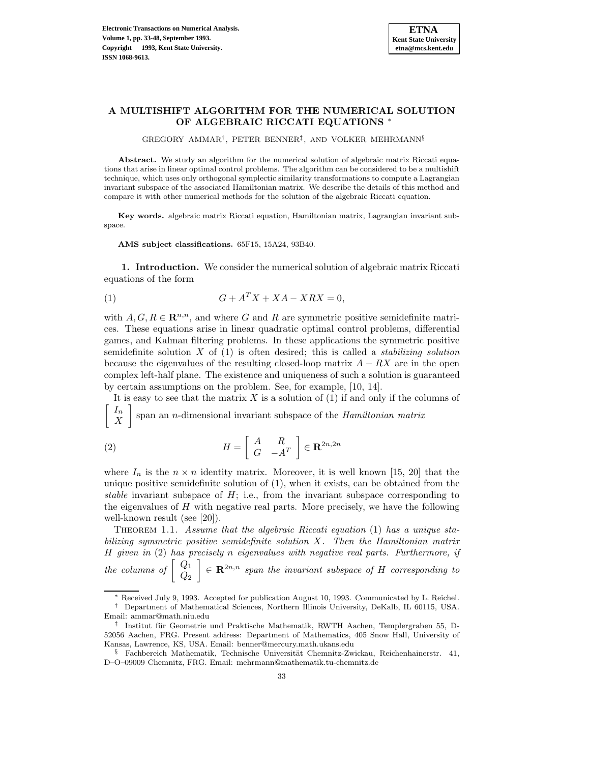# A MULTISHIFT ALGORITHM FOR THE NUMERICAL SOLUTION OF ALGEBRAIC RICCATI EQUATIONS *

GREGORY AMMAR†, PETER BENNER‡, AND VOLKER MEHRMANN§

**Abstract.** We study an algorithm for the numerical solution of algebraic matrix Riccati equations that arise in linear optimal control problems. The algorithm can be considered to be a multishift technique, which uses only orthogonal symplectic similarity transformations to compute a Lagrangian invariant subspace of the associated Hamiltonian matrix. We describe the details of this method and compare it with other numerical methods for the solution of the algebraic Riccati equation.

**Key words.** algebraic matrix Riccati equation, Hamiltonian matrix, Lagrangian invariant subspace.

**AMS subject classifications.** 65F15, 15A24, 93B40.

**1. Introduction.** We consider the numerical solution of algebraic matrix Riccati equations of the form

$$G + A^T X + XA - XRX = 0, \tag{1}$$

with $A, G, R \in \mathbf{R}^{n,n}$, and where $G$ and $R$ are symmetric positive semidefinite matrices. These equations arise in linear quadratic optimal control problems, differential games, and Kalman filtering problems. In these applications the symmetric positive semidefinite solution $X$ of (1) is often desired; this is called a *stabilizing solution* because the eigenvalues of the resulting closed-loop matrix $A - RX$ are in the open complex left-half plane. The existence and uniqueness of such a solution is guaranteed by certain assumptions on the problem. See, for example, [10, 14].

It is easy to see that the matrix $X$ is a solution of (1) if and only if the columns of $\begin{bmatrix} I_n \\ X \end{bmatrix}$ span an $n$-dimensional invariant subspace of the *Hamiltonian matrix*

$$H = \begin{bmatrix} A & R \\ G & -A^T \end{bmatrix} \in \mathbf{R}^{2n,2n} \tag{2}$$

where $I_n$ is the $n \times n$ identity matrix. Moreover, it is well known [15, 20] that the unique positive semidefinite solution of (1), when it exists, can be obtained from the *stable* invariant subspace of $H$; i.e., from the invariant subspace corresponding to the eigenvalues of $H$ with negative real parts. More precisely, we have the following well-known result (see [20]).

THEOREM 1.1. *Assume that the algebraic Riccati equation* (1) *has a unique stabilizing symmetric positive semidefinite solution $X$. Then the Hamiltonian matrix $H$ given in* (2) *has precisely $n$ eigenvalues with negative real parts. Furthermore, if the columns of $\begin{bmatrix} Q_1 \\ Q_2 \end{bmatrix} \in \mathbf{R}^{2n,n}$ span the invariant subspace of $H$ corresponding to*

---

\* Received July 9, 1993. Accepted for publication August 10, 1993. Communicated by L. Reichel.

† Department of Mathematical Sciences, Northern Illinois University, DeKalb, IL 60115, USA. Email: ammar@math.niu.edu

‡ Institut für Geometrie und Praktische Mathematik, RWTH Aachen, Templergraben 55, D-52056 Aachen, FRG. Present address: Department of Mathematics, 405 Snow Hall, University of Kansas, Lawrence, KS, USA. Email: benner@mercury.math.ukans.edu

§ Fachbereich Mathematik, Technische Universität Chemnitz-Zwickau, Reichenhainerstr. 41, D–O–09009 Chemnitz, FRG. Email: mehrmann@mathematik.tu-chemnitz.de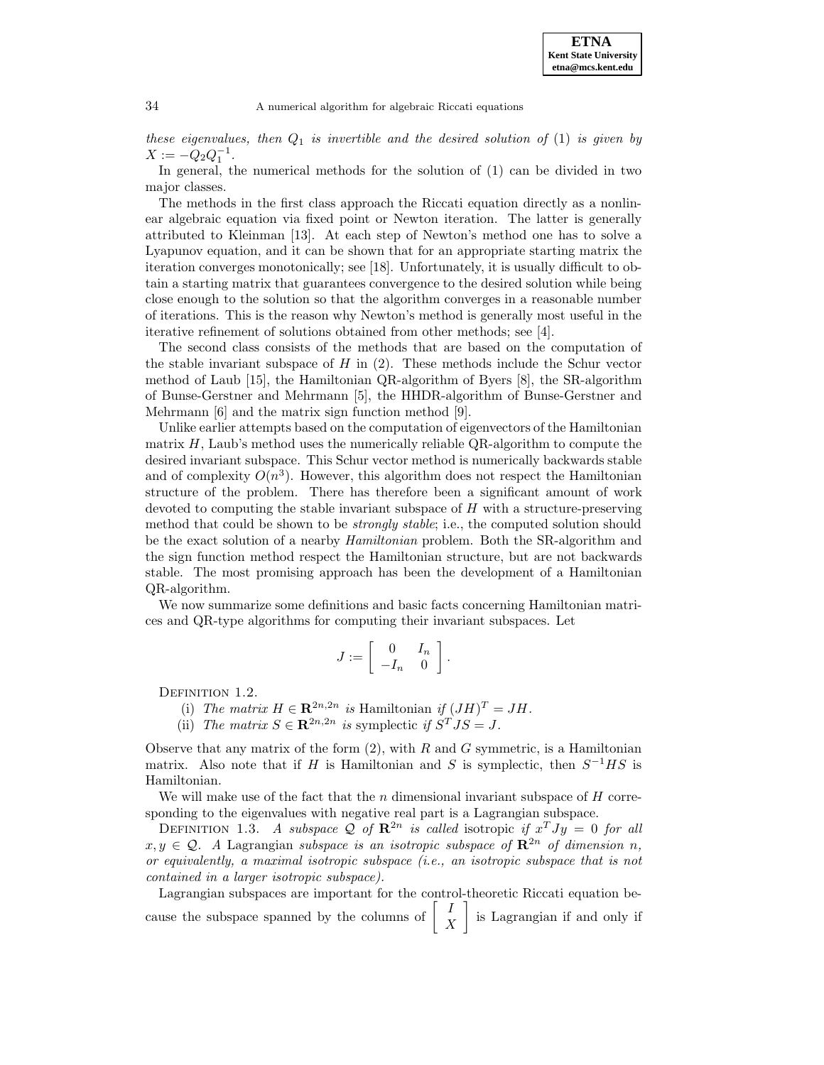*these eigenvalues, then $Q_1$ is invertible and the desired solution of* (1) *is given by* $X := -Q_2Q_1^{-1}$.

In general, the numerical methods for the solution of (1) can be divided in two major classes.

The methods in the first class approach the Riccati equation directly as a nonlinear algebraic equation via fixed point or Newton iteration. The latter is generally attributed to Kleinman [13]. At each step of Newton's method one has to solve a Lyapunov equation, and it can be shown that for an appropriate starting matrix the iteration converges monotonically; see [18]. Unfortunately, it is usually difficult to obtain a starting matrix that guarantees convergence to the desired solution while being close enough to the solution so that the algorithm converges in a reasonable number of iterations. This is the reason why Newton's method is generally most useful in the iterative refinement of solutions obtained from other methods; see [4].

The second class consists of the methods that are based on the computation of the stable invariant subspace of $H$ in (2). These methods include the Schur vector method of Laub [15], the Hamiltonian QR-algorithm of Byers [8], the SR-algorithm of Bunse-Gerstner and Mehrmann [5], the HHDR-algorithm of Bunse-Gerstner and Mehrmann [6] and the matrix sign function method [9].

Unlike earlier attempts based on the computation of eigenvectors of the Hamiltonian matrix $H$, Laub's method uses the numerically reliable QR-algorithm to compute the desired invariant subspace. This Schur vector method is numerically backwards stable and of complexity $O(n^3)$. However, this algorithm does not respect the Hamiltonian structure of the problem. There has therefore been a significant amount of work devoted to computing the stable invariant subspace of $H$ with a structure-preserving method that could be shown to be *strongly stable*; i.e., the computed solution should be the exact solution of a nearby *Hamiltonian* problem. Both the SR-algorithm and the sign function method respect the Hamiltonian structure, but are not backwards stable. The most promising approach has been the development of a Hamiltonian QR-algorithm.

We now summarize some definitions and basic facts concerning Hamiltonian matrices and QR-type algorithms for computing their invariant subspaces. Let

$$J := \begin{bmatrix} 0 & I_n \\ -I_n & 0 \end{bmatrix}.$$

Definition 1.2.

(i) *The matrix $H \in \mathbf{R}^{2n,2n}$ is* Hamiltonian *if $(JH)^T = JH$.*

(ii) *The matrix $S \in \mathbf{R}^{2n,2n}$ is* symplectic *if $S^TJS = J$.*

Observe that any matrix of the form (2), with $R$ and $G$ symmetric, is a Hamiltonian matrix. Also note that if $H$ is Hamiltonian and $S$ is symplectic, then $S^{-1}HS$ is Hamiltonian.

We will make use of the fact that the $n$ dimensional invariant subspace of $H$ corresponding to the eigenvalues with negative real part is a Lagrangian subspace.

Definition 1.3. *A subspace $\mathcal{Q}$ of $\mathbf{R}^{2n}$ is called* isotropic *if $x^TJy = 0$ for all $x, y \in \mathcal{Q}$. A* Lagrangian *subspace is an isotropic subspace of $\mathbf{R}^{2n}$ of dimension $n$, or equivalently, a maximal isotropic subspace (i.e., an isotropic subspace that is not contained in a larger isotropic subspace).*

Lagrangian subspaces are important for the control-theoretic Riccati equation because the subspace spanned by the columns of $\begin{bmatrix} I \\ X \end{bmatrix}$ is Lagrangian if and only if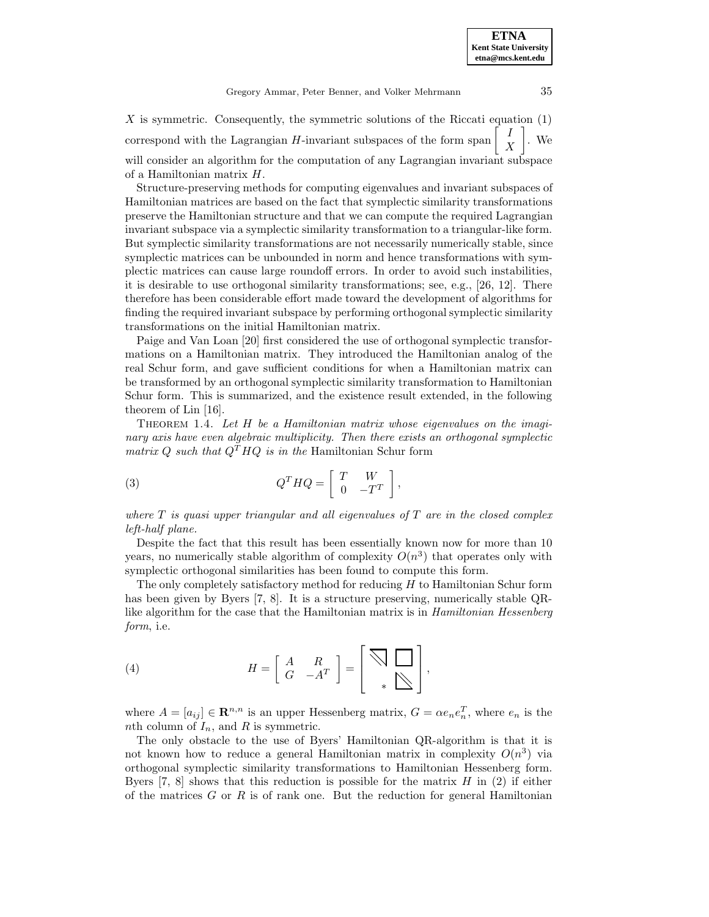$X$ is symmetric. Consequently, the symmetric solutions of the Riccati equation (1) correspond with the Lagrangian $H$-invariant subspaces of the form span $\begin{bmatrix} I \\ X \end{bmatrix}$. We will consider an algorithm for the computation of any Lagrangian invariant subspace of a Hamiltonian matrix $H$.

Structure-preserving methods for computing eigenvalues and invariant subspaces of Hamiltonian matrices are based on the fact that symplectic similarity transformations preserve the Hamiltonian structure and that we can compute the required Lagrangian invariant subspace via a symplectic similarity transformation to a triangular-like form. But symplectic similarity transformations are not necessarily numerically stable, since symplectic matrices can be unbounded in norm and hence transformations with symplectic matrices can cause large roundoff errors. In order to avoid such instabilities, it is desirable to use orthogonal similarity transformations; see, e.g., [26, 12]. There therefore has been considerable effort made toward the development of algorithms for finding the required invariant subspace by performing orthogonal symplectic similarity transformations on the initial Hamiltonian matrix.

Paige and Van Loan [20] first considered the use of orthogonal symplectic transformations on a Hamiltonian matrix. They introduced the Hamiltonian analog of the real Schur form, and gave sufficient conditions for when a Hamiltonian matrix can be transformed by an orthogonal symplectic similarity transformation to Hamiltonian Schur form. This is summarized, and the existence result extended, in the following theorem of Lin [16].

Theorem 1.4. *Let $H$ be a Hamiltonian matrix whose eigenvalues on the imaginary axis have even algebraic multiplicity. Then there exists an orthogonal symplectic matrix $Q$ such that $Q^T HQ$ is in the* Hamiltonian Schur form

$$Q^T HQ = \begin{bmatrix} T & W \\ 0 & -T^T \end{bmatrix}, \tag{3}$$

*where $T$ is quasi upper triangular and all eigenvalues of $T$ are in the closed complex left-half plane.*

Despite the fact that this result has been essentially known now for more than 10 years, no numerically stable algorithm of complexity $O(n^3)$ that operates only with symplectic orthogonal similarities has been found to compute this form.

The only completely satisfactory method for reducing $H$ to Hamiltonian Schur form has been given by Byers [7, 8]. It is a structure preserving, numerically stable QR-like algorithm for the case that the Hamiltonian matrix is in *Hamiltonian Hessenberg form*, i.e.

$$H = \begin{bmatrix} A & R \\ G & -A^T \end{bmatrix} = \begin{bmatrix} \diagdown\!\!\!\!\triangledown & \square \\ * & \diagdown\!\!\!\!\triangle \end{bmatrix}, \tag{4}$$

where $A = [a_{ij}] \in \mathbf{R}^{n,n}$ is an upper Hessenberg matrix, $G = \alpha e_n e_n^T$, where $e_n$ is the $n$th column of $I_n$, and $R$ is symmetric.

The only obstacle to the use of Byers' Hamiltonian QR-algorithm is that it is not known how to reduce a general Hamiltonian matrix in complexity $O(n^3)$ via orthogonal symplectic similarity transformations to Hamiltonian Hessenberg form. Byers [7, 8] shows that this reduction is possible for the matrix $H$ in (2) if either of the matrices $G$ or $R$ is of rank one. But the reduction for general Hamiltonian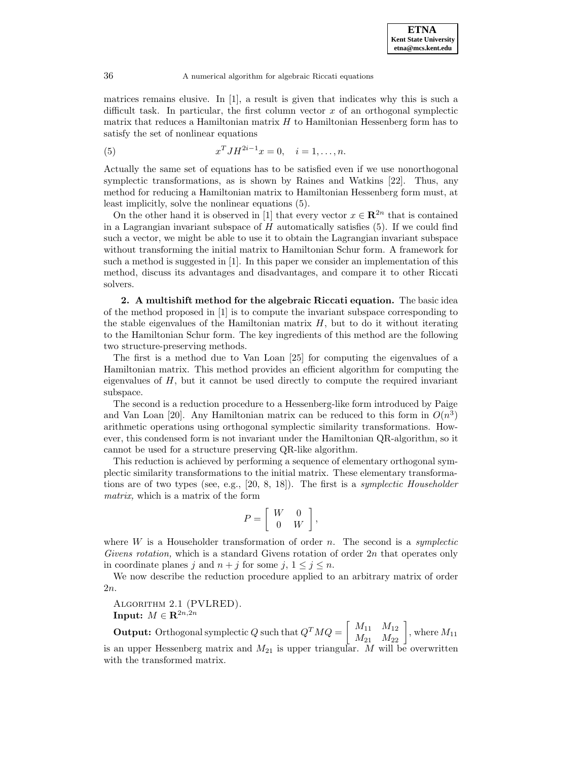matrices remains elusive. In [1], a result is given that indicates why this is such a difficult task. In particular, the first column vector $x$ of an orthogonal symplectic matrix that reduces a Hamiltonian matrix $H$ to Hamiltonian Hessenberg form has to satisfy the set of nonlinear equations

$$x^T J H^{2i-1} x = 0, \quad i = 1, \ldots, n. \tag{5}$$

Actually the same set of equations has to be satisfied even if we use nonorthogonal symplectic transformations, as is shown by Raines and Watkins [22]. Thus, any method for reducing a Hamiltonian matrix to Hamiltonian Hessenberg form must, at least implicitly, solve the nonlinear equations (5).

On the other hand it is observed in [1] that every vector $x \in \mathbf{R}^{2n}$ that is contained in a Lagrangian invariant subspace of $H$ automatically satisfies (5). If we could find such a vector, we might be able to use it to obtain the Lagrangian invariant subspace without transforming the initial matrix to Hamiltonian Schur form. A framework for such a method is suggested in [1]. In this paper we consider an implementation of this method, discuss its advantages and disadvantages, and compare it to other Riccati solvers.

## 2. A multishift method for the algebraic Riccati equation.

The basic idea of the method proposed in [1] is to compute the invariant subspace corresponding to the stable eigenvalues of the Hamiltonian matrix $H$, but to do it without iterating to the Hamiltonian Schur form. The key ingredients of this method are the following two structure-preserving methods.

The first is a method due to Van Loan [25] for computing the eigenvalues of a Hamiltonian matrix. This method provides an efficient algorithm for computing the eigenvalues of $H$, but it cannot be used directly to compute the required invariant subspace.

The second is a reduction procedure to a Hessenberg-like form introduced by Paige and Van Loan [20]. Any Hamiltonian matrix can be reduced to this form in $O(n^3)$ arithmetic operations using orthogonal symplectic similarity transformations. However, this condensed form is not invariant under the Hamiltonian QR-algorithm, so it cannot be used for a structure preserving QR-like algorithm.

This reduction is achieved by performing a sequence of elementary orthogonal symplectic similarity transformations to the initial matrix. These elementary transformations are of two types (see, e.g., [20, 8, 18]). The first is a *symplectic Householder matrix,* which is a matrix of the form

$$P = \begin{bmatrix} W & 0 \\ 0 & W \end{bmatrix},$$

where $W$ is a Householder transformation of order $n$. The second is a *symplectic Givens rotation,* which is a standard Givens rotation of order $2n$ that operates only in coordinate planes $j$ and $n+j$ for some $j$, $1 \leq j \leq n$.

We now describe the reduction procedure applied to an arbitrary matrix of order $2n$.

ALGORITHM 2.1 (PVLRED).
**Input:** $M \in \mathbf{R}^{2n,2n}$

**Output:** Orthogonal symplectic $Q$ such that $Q^T M Q = \begin{bmatrix} M_{11} & M_{12} \\ M_{21} & M_{22} \end{bmatrix}$, where $M_{11}$ is an upper Hessenberg matrix and $M_{21}$ is upper triangular. $M$ will be overwritten with the transformed matrix.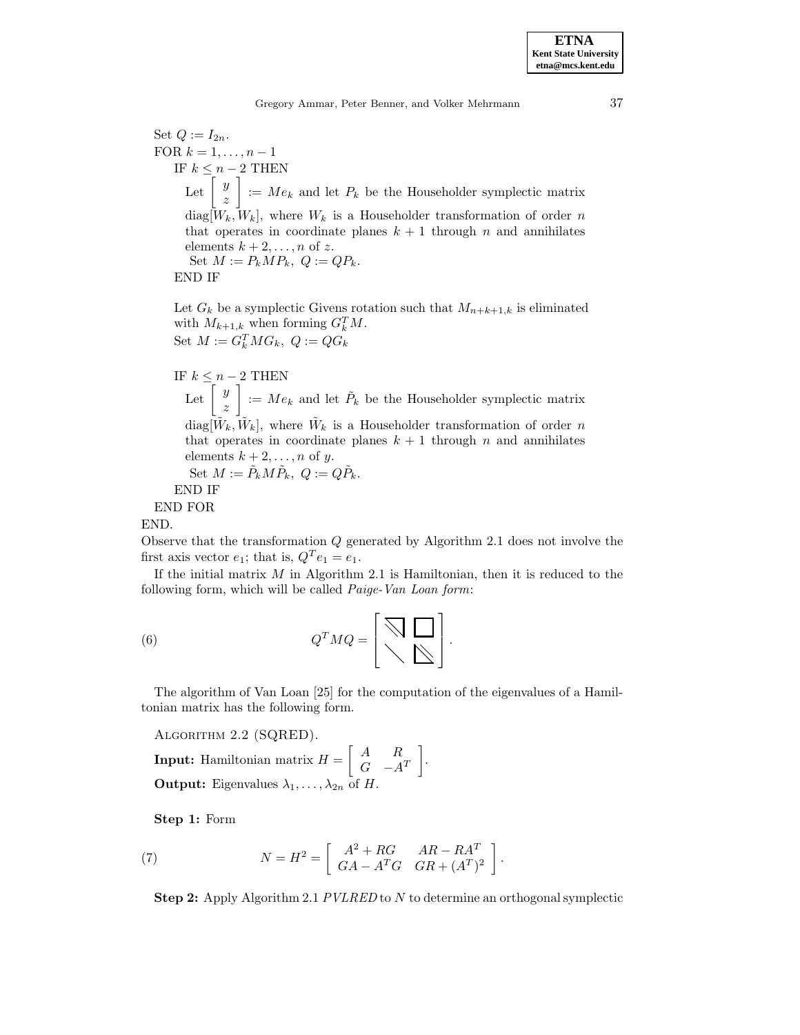Set $Q := I_{2n}$.
FOR $k = 1, \ldots, n-1$
  IF $k \leq n-2$ THEN
    Let $\begin{bmatrix} y \\ z \end{bmatrix} := Me_k$ and let $P_k$ be the Householder symplectic matrix $\operatorname{diag}[W_k, W_k]$, where $W_k$ is a Householder transformation of order $n$ that operates in coordinate planes $k+1$ through $n$ and annihilates elements $k+2, \ldots, n$ of $z$.
    Set $M := P_k M P_k$, $Q := QP_k$.
  END IF

  Let $G_k$ be a symplectic Givens rotation such that $M_{n+k+1,k}$ is eliminated with $M_{k+1,k}$ when forming $G_k^T M$.
  Set $M := G_k^T M G_k$, $Q := QG_k$

  IF $k \leq n-2$ THEN
    Let $\begin{bmatrix} y \\ z \end{bmatrix} := Me_k$ and let $\tilde{P}_k$ be the Householder symplectic matrix $\operatorname{diag}[\tilde{W}_k, \tilde{W}_k]$, where $\tilde{W}_k$ is a Householder transformation of order $n$ that operates in coordinate planes $k+1$ through $n$ and annihilates elements $k+2, \ldots, n$ of $y$.
    Set $M := \tilde{P}_k M \tilde{P}_k$, $Q := Q\tilde{P}_k$.
  END IF
END FOR
END.

Observe that the transformation $Q$ generated by Algorithm 2.1 does not involve the first axis vector $e_1$; that is, $Q^T e_1 = e_1$.

If the initial matrix $M$ in Algorithm 2.1 is Hamiltonian, then it is reduced to the following form, which will be called *Paige-Van Loan form*:

$$Q^T M Q = \left[ \begin{array}{cc} \text{(upper Hessenberg)} & \text{(full)} \\ \text{(diagonal)} & \text{(lower Hessenberg)} \end{array} \right]. \tag{6}$$

The algorithm of Van Loan [25] for the computation of the eigenvalues of a Hamiltonian matrix has the following form.

Algorithm 2.2 (SQRED).

**Input:** Hamiltonian matrix $H = \begin{bmatrix} A & R \\ G & -A^T \end{bmatrix}$.

**Output:** Eigenvalues $\lambda_1, \ldots, \lambda_{2n}$ of $H$.

**Step 1:** Form

$$N = H^2 = \begin{bmatrix} A^2 + RG & AR - RA^T \\ GA - A^T G & GR + (A^T)^2 \end{bmatrix}. \tag{7}$$

**Step 2:** Apply Algorithm 2.1 *PVLRED* to $N$ to determine an orthogonal symplectic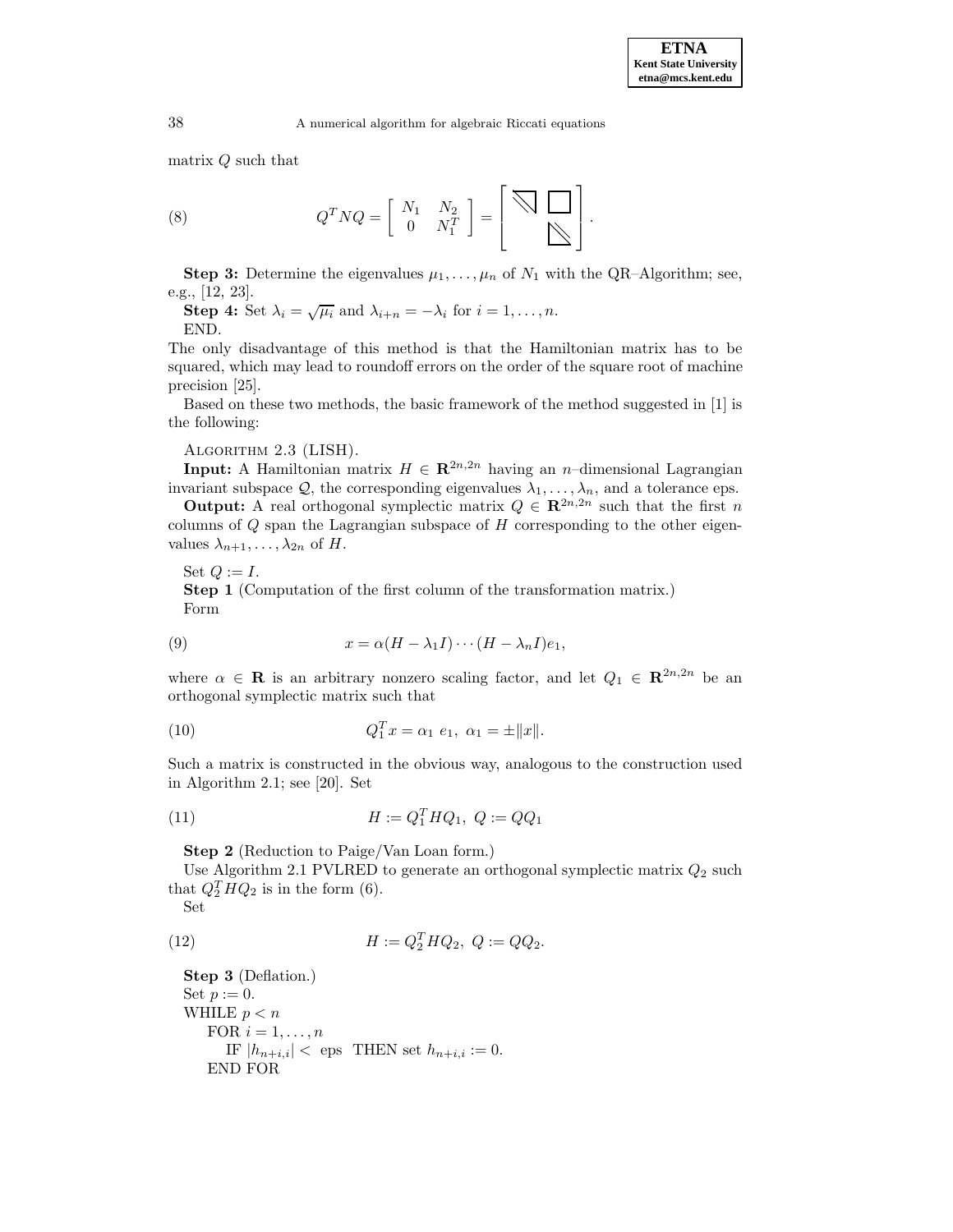matrix $Q$ such that

$$Q^T N Q = \begin{bmatrix} N_1 & N_2 \\ 0 & N_1^T \end{bmatrix} = \begin{bmatrix} \diagdown & \square \\ & \diagdown \end{bmatrix}. \tag{8}$$

**Step 3:** Determine the eigenvalues $\mu_1, \ldots, \mu_n$ of $N_1$ with the QR–Algorithm; see, e.g., [12, 23].

**Step 4:** Set $\lambda_i = \sqrt{\mu_i}$ and $\lambda_{i+n} = -\lambda_i$ for $i = 1, \ldots, n$.

END.

The only disadvantage of this method is that the Hamiltonian matrix has to be squared, which may lead to roundoff errors on the order of the square root of machine precision [25].

Based on these two methods, the basic framework of the method suggested in [1] is the following:

ALGORITHM 2.3 (LISH).

**Input:** A Hamiltonian matrix $H \in \mathbf{R}^{2n,2n}$ having an $n$–dimensional Lagrangian invariant subspace $\mathcal{Q}$, the corresponding eigenvalues $\lambda_1, \ldots, \lambda_n$, and a tolerance eps.

**Output:** A real orthogonal symplectic matrix $Q \in \mathbf{R}^{2n,2n}$ such that the first $n$ columns of $Q$ span the Lagrangian subspace of $H$ corresponding to the other eigenvalues $\lambda_{n+1}, \ldots, \lambda_{2n}$ of $H$.

Set $Q := I$.

**Step 1** (Computation of the first column of the transformation matrix.)

Form

$$x = \alpha (H - \lambda_1 I) \cdots (H - \lambda_n I) e_1, \tag{9}$$

where $\alpha \in \mathbf{R}$ is an arbitrary nonzero scaling factor, and let $Q_1 \in \mathbf{R}^{2n,2n}$ be an orthogonal symplectic matrix such that

$$Q_1^T x = \alpha_1 \ e_1, \ \alpha_1 = \pm \|x\|. \tag{10}$$

Such a matrix is constructed in the obvious way, analogous to the construction used in Algorithm 2.1; see [20]. Set

$$H := Q_1^T H Q_1, \ Q := Q Q_1 \tag{11}$$

**Step 2** (Reduction to Paige/Van Loan form.)

Use Algorithm 2.1 PVLRED to generate an orthogonal symplectic matrix $Q_2$ such that $Q_2^T H Q_2$ is in the form (6).

Set

$$H := Q_2^T H Q_2, \ Q := Q Q_2. \tag{12}$$

**Step 3** (Deflation.)

Set $p := 0$.

WHILE $p < n$

  FOR $i = 1, \ldots, n$

    IF $|h_{n+i,i}| <$ eps THEN set $h_{n+i,i} := 0$.

  END FOR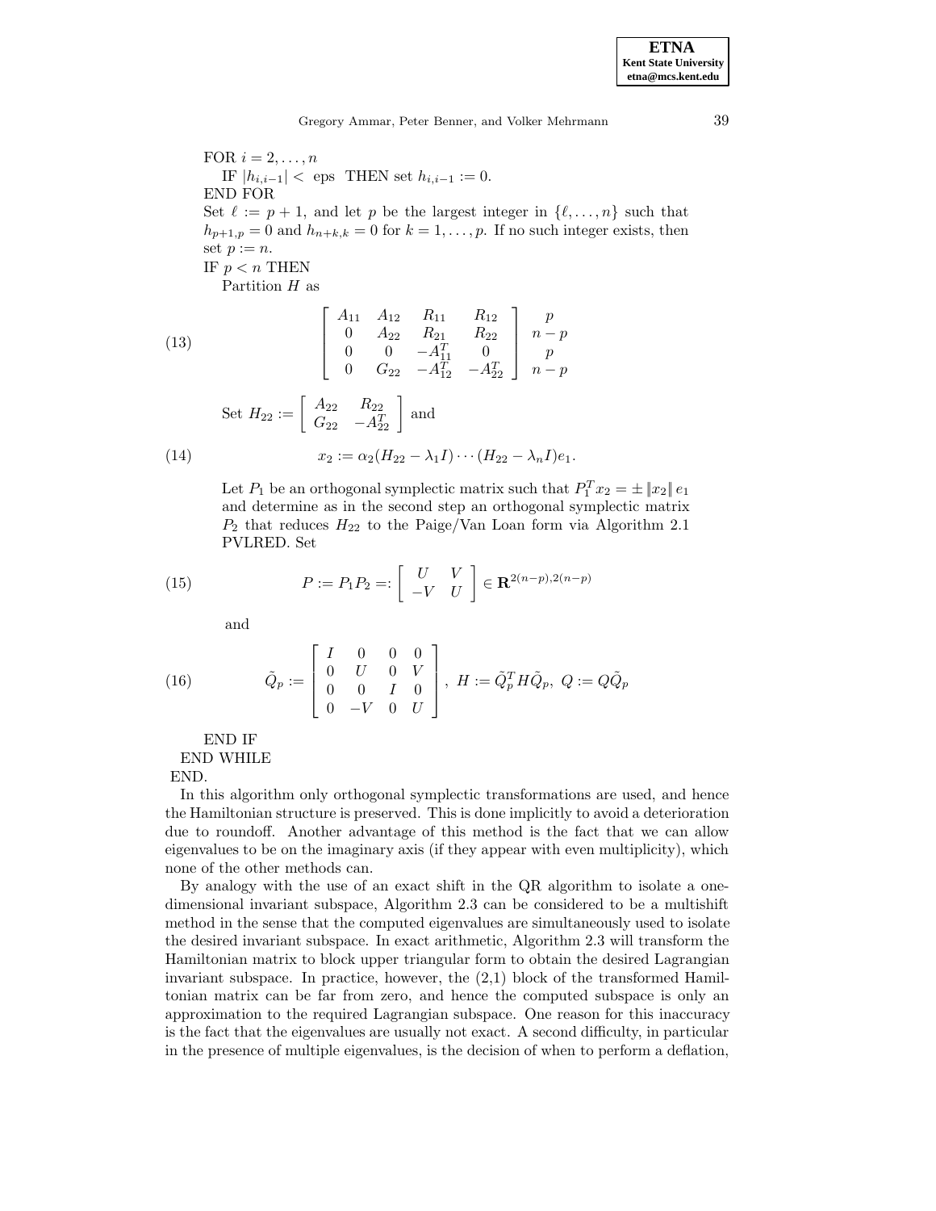FOR $i = 2, \ldots, n$

IF $|h_{i,i-1}| <$ eps THEN set $h_{i,i-1} := 0$.

END FOR

Set $\ell := p + 1$, and let $p$ be the largest integer in $\{\ell, \ldots, n\}$ such that $h_{p+1,p} = 0$ and $h_{n+k,k} = 0$ for $k = 1, \ldots, p$. If no such integer exists, then set $p := n$.

IF $p < n$ THEN

Partition $H$ as

$$
\left[\begin{array}{cccc} A_{11} & A_{12} & R_{11} & R_{12} \\ 0 & A_{22} & R_{21} & R_{22} \\ 0 & 0 & -A_{11}^T & 0 \\ 0 & G_{22} & -A_{12}^T & -A_{22}^T \end{array}\right] \begin{array}{c} p \\ n-p \\ p \\ n-p \end{array} \tag{13}
$$

Set $H_{22} := \left[\begin{array}{cc} A_{22} & R_{22} \\ G_{22} & -A_{22}^T \end{array}\right]$ and

$$
x_2 := \alpha_2 (H_{22} - \lambda_1 I) \cdots (H_{22} - \lambda_n I) e_1. \tag{14}
$$

Let $P_1$ be an orthogonal symplectic matrix such that $P_1^T x_2 = \pm \|x_2\| e_1$ and determine as in the second step an orthogonal symplectic matrix $P_2$ that reduces $H_{22}$ to the Paige/Van Loan form via Algorithm 2.1 PVLRED. Set

$$
P := P_1 P_2 =: \left[\begin{array}{cc} U & V \\ -V & U \end{array}\right] \in \mathbf{R}^{2(n-p),2(n-p)} \tag{15}
$$

and

$$
\tilde{Q}_p := \left[\begin{array}{cccc} I & 0 & 0 & 0 \\ 0 & U & 0 & V \\ 0 & 0 & I & 0 \\ 0 & -V & 0 & U \end{array}\right], \; H := \tilde{Q}_p^T H \tilde{Q}_p, \; Q := Q\tilde{Q}_p \tag{16}
$$

END IF

END WHILE

END.

In this algorithm only orthogonal symplectic transformations are used, and hence the Hamiltonian structure is preserved. This is done implicitly to avoid a deterioration due to roundoff. Another advantage of this method is the fact that we can allow eigenvalues to be on the imaginary axis (if they appear with even multiplicity), which none of the other methods can.

By analogy with the use of an exact shift in the QR algorithm to isolate a one-dimensional invariant subspace, Algorithm 2.3 can be considered to be a multishift method in the sense that the computed eigenvalues are simultaneously used to isolate the desired invariant subspace. In exact arithmetic, Algorithm 2.3 will transform the Hamiltonian matrix to block upper triangular form to obtain the desired Lagrangian invariant subspace. In practice, however, the (2,1) block of the transformed Hamiltonian matrix can be far from zero, and hence the computed subspace is only an approximation to the required Lagrangian subspace. One reason for this inaccuracy is the fact that the eigenvalues are usually not exact. A second difficulty, in particular in the presence of multiple eigenvalues, is the decision of when to perform a deflation,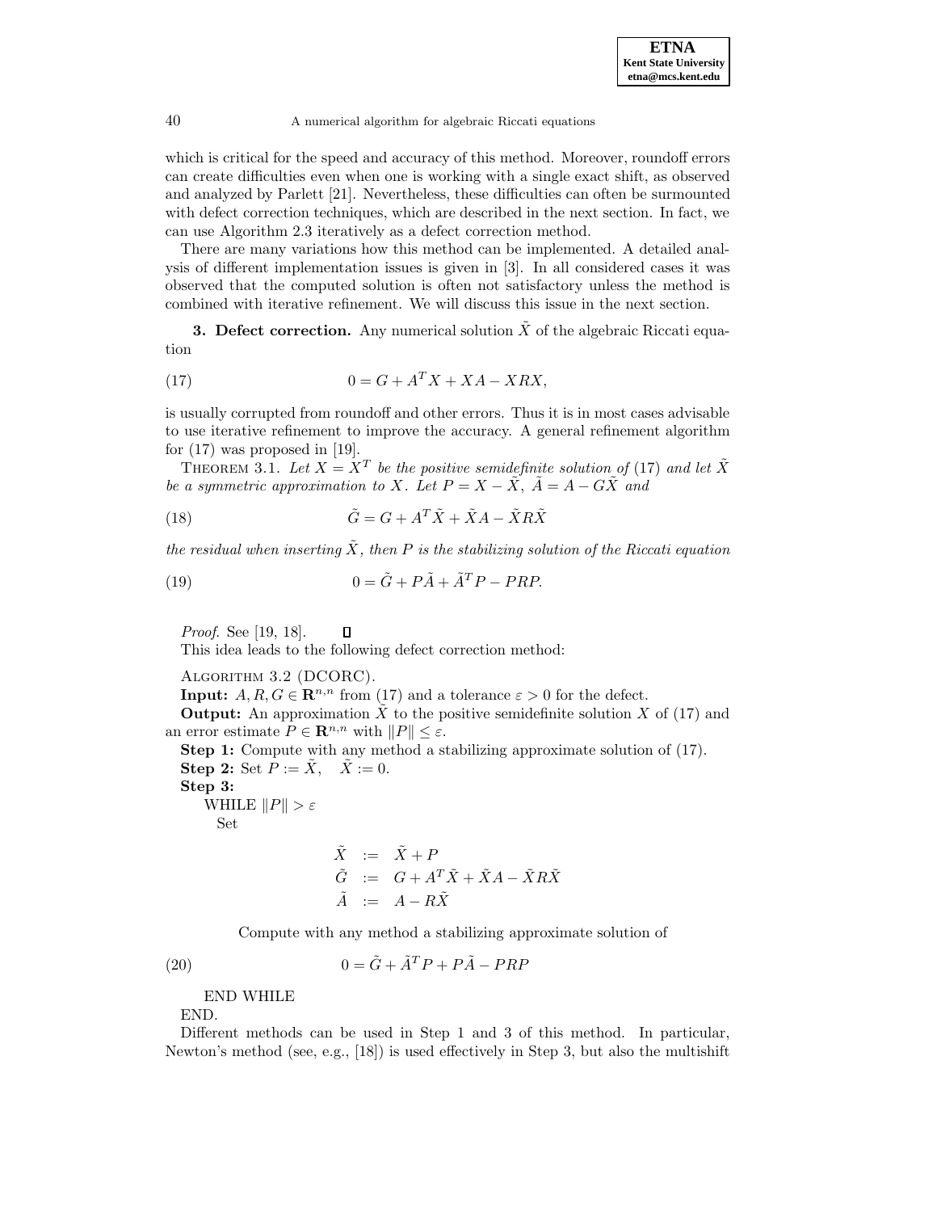which is critical for the speed and accuracy of this method. Moreover, roundoff errors can create difficulties even when one is working with a single exact shift, as observed and analyzed by Parlett [21]. Nevertheless, these difficulties can often be surmounted with defect correction techniques, which are described in the next section. In fact, we can use Algorithm 2.3 iteratively as a defect correction method.

There are many variations how this method can be implemented. A detailed analysis of different implementation issues is given in [3]. In all considered cases it was observed that the computed solution is often not satisfactory unless the method is combined with iterative refinement. We will discuss this issue in the next section.

## 3. Defect correction.

Any numerical solution $\tilde{X}$ of the algebraic Riccati equation

$$0 = G + A^T X + XA - XRX, \tag{17}$$

is usually corrupted from roundoff and other errors. Thus it is in most cases advisable to use iterative refinement to improve the accuracy. A general refinement algorithm for (17) was proposed in [19].

THEOREM 3.1. *Let $X = X^T$ be the positive semidefinite solution of* (17) *and let $\tilde{X}$ be a symmetric approximation to $X$. Let $P = X - \tilde{X}$, $\tilde{A} = A - G\tilde{X}$ and*

$$\tilde{G} = G + A^T\tilde{X} + \tilde{X}A - \tilde{X}R\tilde{X} \tag{18}$$

*the residual when inserting $\tilde{X}$, then $P$ is the stabilizing solution of the Riccati equation*

$$0 = \tilde{G} + P\tilde{A} + \tilde{A}^T P - PRP. \tag{19}$$

*Proof.* See [19, 18]. ∎

This idea leads to the following defect correction method:

ALGORITHM 3.2 (DCORC).

**Input:** $A, R, G \in \mathbf{R}^{n,n}$ from (17) and a tolerance $\varepsilon > 0$ for the defect.

**Output:** An approximation $\tilde{X}$ to the positive semidefinite solution $X$ of (17) and an error estimate $P \in \mathbf{R}^{n,n}$ with $\|P\| \leq \varepsilon$.

**Step 1:** Compute with any method a stabilizing approximate solution of (17).

**Step 2:** Set $P := \tilde{X}, \quad \tilde{X} := 0$.

**Step 3:**

WHILE $\|P\| > \varepsilon$

Set

$$\begin{aligned} \tilde{X} &:= \tilde{X} + P \\ \tilde{G} &:= G + A^T\tilde{X} + \tilde{X}A - \tilde{X}R\tilde{X} \\ \tilde{A} &:= A - R\tilde{X} \end{aligned}$$

Compute with any method a stabilizing approximate solution of

$$0 = \tilde{G} + \tilde{A}^T P + P\tilde{A} - PRP \tag{20}$$

END WHILE

END.

Different methods can be used in Step 1 and 3 of this method. In particular, Newton's method (see, e.g., [18]) is used effectively in Step 3, but also the multishift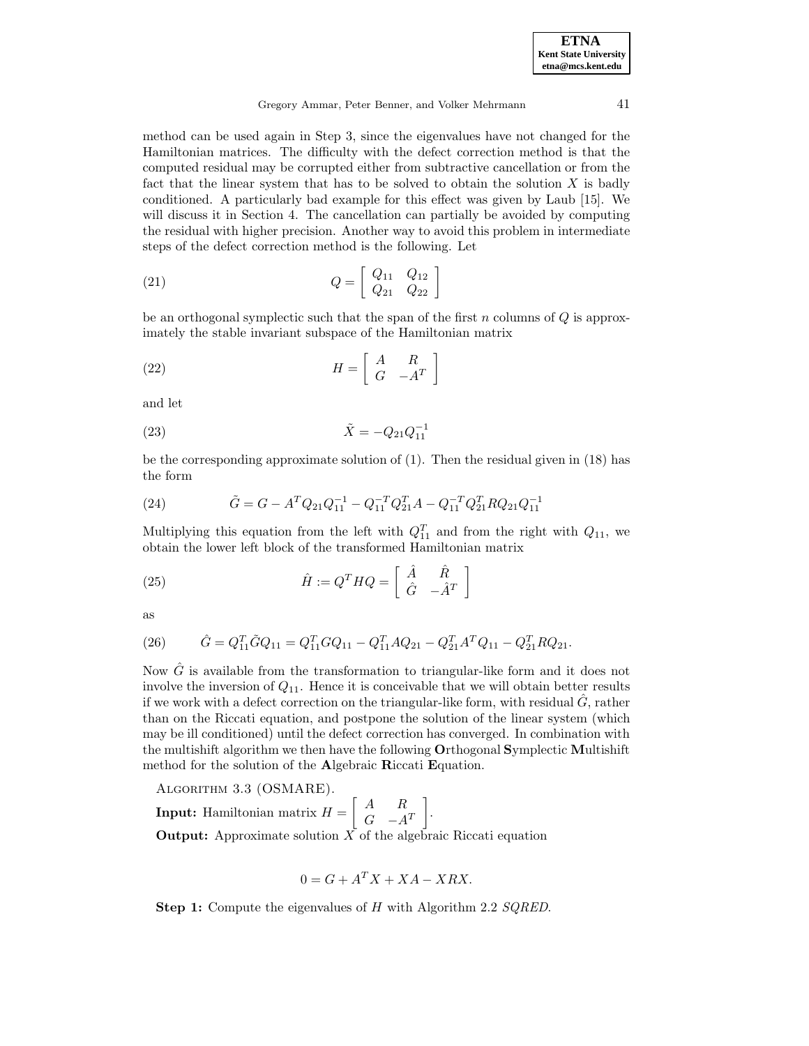method can be used again in Step 3, since the eigenvalues have not changed for the Hamiltonian matrices. The difficulty with the defect correction method is that the computed residual may be corrupted either from subtractive cancellation or from the fact that the linear system that has to be solved to obtain the solution $X$ is badly conditioned. A particularly bad example for this effect was given by Laub [15]. We will discuss it in Section 4. The cancellation can partially be avoided by computing the residual with higher precision. Another way to avoid this problem in intermediate steps of the defect correction method is the following. Let

$$Q = \begin{bmatrix} Q_{11} & Q_{12} \\ Q_{21} & Q_{22} \end{bmatrix} \tag{21}$$

be an orthogonal symplectic such that the span of the first $n$ columns of $Q$ is approximately the stable invariant subspace of the Hamiltonian matrix

$$H = \begin{bmatrix} A & R \\ G & -A^T \end{bmatrix} \tag{22}$$

and let

$$\tilde{X} = -Q_{21}Q_{11}^{-1} \tag{23}$$

be the corresponding approximate solution of (1). Then the residual given in (18) has the form

$$\tilde{G} = G - A^T Q_{21}Q_{11}^{-1} - Q_{11}^{-T}Q_{21}^T A - Q_{11}^{-T}Q_{21}^T R Q_{21} Q_{11}^{-1} \tag{24}$$

Multiplying this equation from the left with $Q_{11}^T$ and from the right with $Q_{11}$, we obtain the lower left block of the transformed Hamiltonian matrix

$$\hat{H} := Q^T H Q = \begin{bmatrix} \hat{A} & \hat{R} \\ \hat{G} & -\hat{A}^T \end{bmatrix} \tag{25}$$

as

$$\hat{G} = Q_{11}^T \tilde{G} Q_{11} = Q_{11}^T G Q_{11} - Q_{11}^T A Q_{21} - Q_{21}^T A^T Q_{11} - Q_{21}^T R Q_{21}. \tag{26}$$

Now $\hat{G}$ is available from the transformation to triangular-like form and it does not involve the inversion of $Q_{11}$. Hence it is conceivable that we will obtain better results if we work with a defect correction on the triangular-like form, with residual $\hat{G}$, rather than on the Riccati equation, and postpone the solution of the linear system (which may be ill conditioned) until the defect correction has converged. In combination with the multishift algorithm we then have the following **O**rthogonal **S**ymplectic **M**ultishift method for the solution of the **A**lgebraic **R**iccati **E**quation.

ALGORITHM 3.3 (OSMARE).

**Input:** Hamiltonian matrix $H = \begin{bmatrix} A & R \\ G & -A^T \end{bmatrix}$.

**Output:** Approximate solution $X$ of the algebraic Riccati equation

$$0 = G + A^T X + XA - XRX.$$

**Step 1:** Compute the eigenvalues of $H$ with Algorithm 2.2 *SQRED*.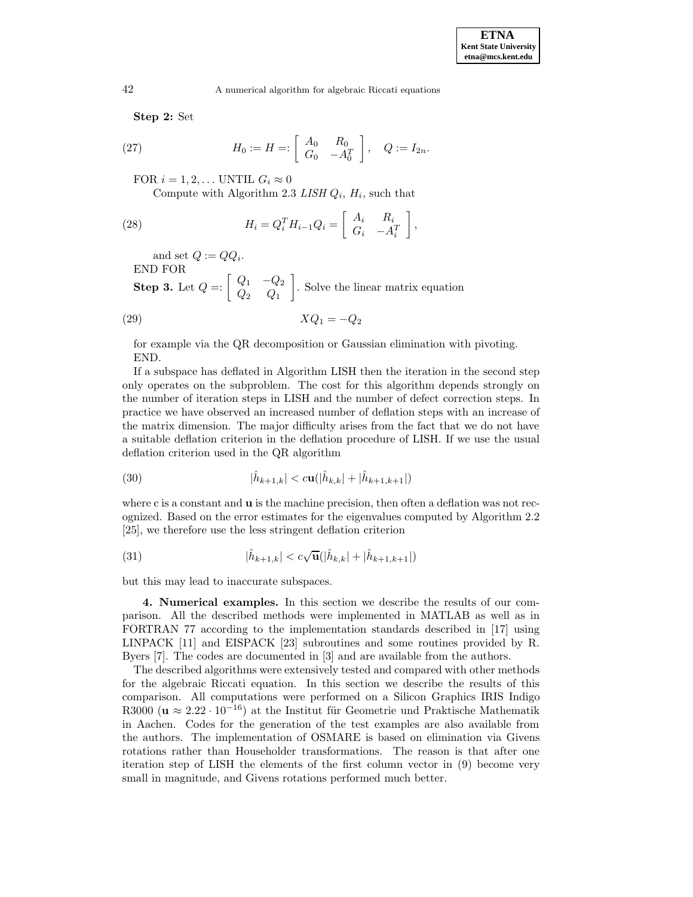**Step 2:** Set

$$H_0 := H =: \begin{bmatrix} A_0 & R_0 \\ G_0 & -A_0^T \end{bmatrix}, \quad Q := I_{2n}. \tag{27}$$

FOR $i = 1, 2, \ldots$ UNTIL $G_i \approx 0$

Compute with Algorithm 2.3 *LISH* $Q_i$, $H_i$, such that

$$H_i = Q_i^T H_{i-1} Q_i = \begin{bmatrix} A_i & R_i \\ G_i & -A_i^T \end{bmatrix}, \tag{28}$$

and set $Q := QQ_i$.

END FOR

**Step 3.** Let $Q =: \begin{bmatrix} Q_1 & -Q_2 \\ Q_2 & Q_1 \end{bmatrix}$. Solve the linear matrix equation

$$XQ_1 = -Q_2 \tag{29}$$

for example via the QR decomposition or Gaussian elimination with pivoting.

END.

If a subspace has deflated in Algorithm LISH then the iteration in the second step only operates on the subproblem. The cost for this algorithm depends strongly on the number of iteration steps in LISH and the number of defect correction steps. In practice we have observed an increased number of deflation steps with an increase of the matrix dimension. The major difficulty arises from the fact that we do not have a suitable deflation criterion in the deflation procedure of LISH. If we use the usual deflation criterion used in the QR algorithm

$$|\hat{h}_{k+1,k}| < c\mathbf{u}(|\hat{h}_{k,k}| + |\hat{h}_{k+1,k+1}|) \tag{30}$$

where c is a constant and $\mathbf{u}$ is the machine precision, then often a deflation was not recognized. Based on the error estimates for the eigenvalues computed by Algorithm 2.2 [25], we therefore use the less stringent deflation criterion

$$|\hat{h}_{k+1,k}| < c\sqrt{\mathbf{u}}(|\hat{h}_{k,k}| + |\hat{h}_{k+1,k+1}|) \tag{31}$$

but this may lead to inaccurate subspaces.

## 4. Numerical examples.

In this section we describe the results of our comparison. All the described methods were implemented in MATLAB as well as in FORTRAN 77 according to the implementation standards described in [17] using LINPACK [11] and EISPACK [23] subroutines and some routines provided by R. Byers [7]. The codes are documented in [3] and are available from the authors.

The described algorithms were extensively tested and compared with other methods for the algebraic Riccati equation. In this section we describe the results of this comparison. All computations were performed on a Silicon Graphics IRIS Indigo R3000 ($\mathbf{u} \approx 2.22 \cdot 10^{-16}$) at the Institut für Geometrie und Praktische Mathematik in Aachen. Codes for the generation of the test examples are also available from the authors. The implementation of OSMARE is based on elimination via Givens rotations rather than Householder transformations. The reason is that after one iteration step of LISH the elements of the first column vector in (9) become very small in magnitude, and Givens rotations performed much better.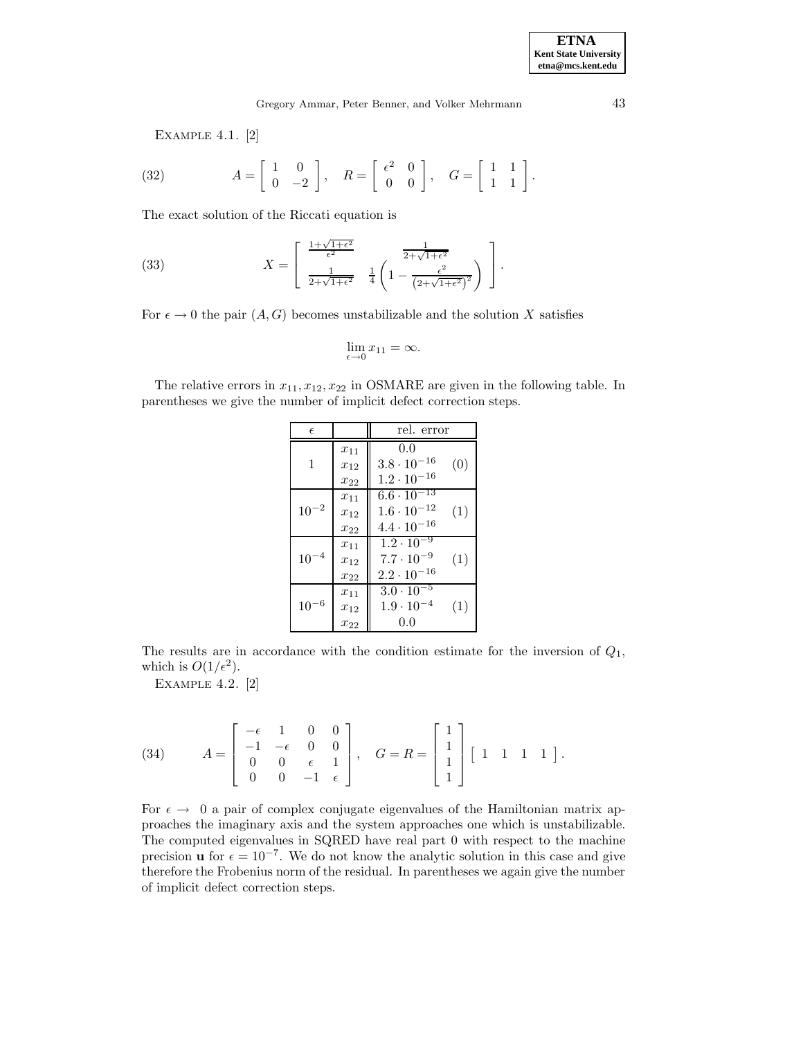Example 4.1. [2]

$$A = \begin{bmatrix} 1 & 0 \\ 0 & -2 \end{bmatrix}, \quad R = \begin{bmatrix} \epsilon^2 & 0 \\ 0 & 0 \end{bmatrix}, \quad G = \begin{bmatrix} 1 & 1 \\ 1 & 1 \end{bmatrix}. \tag{32}$$

The exact solution of the Riccati equation is

$$X = \begin{bmatrix} \frac{1+\sqrt{1+\epsilon^2}}{\epsilon^2} & \frac{1}{2+\sqrt{1+\epsilon^2}} \\ \frac{1}{2+\sqrt{1+\epsilon^2}} & \frac{1}{4}\left(1 - \frac{\epsilon^2}{\left(2+\sqrt{1+\epsilon^2}\right)^2}\right) \end{bmatrix}. \tag{33}$$

For $\epsilon \to 0$ the pair $(A, G)$ becomes unstabilizable and the solution $X$ satisfies

$$\lim_{\epsilon \to 0} x_{11} = \infty.$$

The relative errors in $x_{11}, x_{12}, x_{22}$ in OSMARE are given in the following table. In parentheses we give the number of implicit defect correction steps.

| $\epsilon$ | | rel. error | |
|---|---|---|---|
| 1 | $x_{11}$ | 0.0 | (0) |
| | $x_{12}$ | $3.8 \cdot 10^{-16}$ | |
| | $x_{22}$ | $1.2 \cdot 10^{-16}$ | |
| $10^{-2}$ | $x_{11}$ | $6.6 \cdot 10^{-13}$ | (1) |
| | $x_{12}$ | $1.6 \cdot 10^{-12}$ | |
| | $x_{22}$ | $4.4 \cdot 10^{-16}$ | |
| $10^{-4}$ | $x_{11}$ | $1.2 \cdot 10^{-9}$ | (1) |
| | $x_{12}$ | $7.7 \cdot 10^{-9}$ | |
| | $x_{22}$ | $2.2 \cdot 10^{-16}$ | |
| $10^{-6}$ | $x_{11}$ | $3.0 \cdot 10^{-5}$ | (1) |
| | $x_{12}$ | $1.9 \cdot 10^{-4}$ | |
| | $x_{22}$ | 0.0 | |

The results are in accordance with the condition estimate for the inversion of $Q_1$, which is $O(1/\epsilon^2)$.

Example 4.2. [2]

$$A = \begin{bmatrix} -\epsilon & 1 & 0 & 0 \\ -1 & -\epsilon & 0 & 0 \\ 0 & 0 & \epsilon & 1 \\ 0 & 0 & -1 & \epsilon \end{bmatrix}, \quad G = R = \begin{bmatrix} 1 \\ 1 \\ 1 \\ 1 \end{bmatrix} \begin{bmatrix} 1 & 1 & 1 & 1 \end{bmatrix}. \tag{34}$$

For $\epsilon \to 0$ a pair of complex conjugate eigenvalues of the Hamiltonian matrix approaches the imaginary axis and the system approaches one which is unstabilizable. The computed eigenvalues in SQRED have real part 0 with respect to the machine precision $\mathbf{u}$ for $\epsilon = 10^{-7}$. We do not know the analytic solution in this case and give therefore the Frobenius norm of the residual. In parentheses we again give the number of implicit defect correction steps.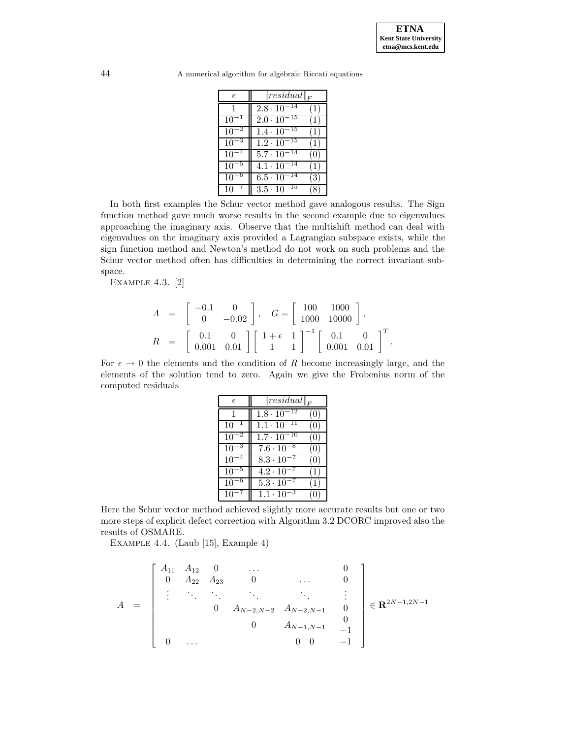| $\epsilon$ | $\|residual\|_F$ |
|---|---|
| 1 | $2.8 \cdot 10^{-14}$ (1) |
| $10^{-1}$ | $2.0 \cdot 10^{-15}$ (1) |
| $10^{-2}$ | $1.4 \cdot 10^{-15}$ (1) |
| $10^{-3}$ | $1.2 \cdot 10^{-15}$ (1) |
| $10^{-4}$ | $5.7 \cdot 10^{-14}$ (0) |
| $10^{-5}$ | $4.1 \cdot 10^{-14}$ (1) |
| $10^{-6}$ | $6.5 \cdot 10^{-14}$ (3) |
| $10^{-7}$ | $3.5 \cdot 10^{-15}$ (8) |

In both first examples the Schur vector method gave analogous results. The Sign function method gave much worse results in the second example due to eigenvalues approaching the imaginary axis. Observe that the multishift method can deal with eigenvalues on the imaginary axis provided a Lagrangian subspace exists, while the sign function method and Newton's method do not work on such problems and the Schur vector method often has difficulties in determining the correct invariant subspace.

EXAMPLE 4.3. [2]

$$
\begin{aligned}
A &= \begin{bmatrix} -0.1 & 0 \\ 0 & -0.02 \end{bmatrix}, \quad G = \begin{bmatrix} 100 & 1000 \\ 1000 & 10000 \end{bmatrix}, \\
R &= \begin{bmatrix} 0.1 & 0 \\ 0.001 & 0.01 \end{bmatrix} \begin{bmatrix} 1+\epsilon & 1 \\ 1 & 1 \end{bmatrix}^{-1} \begin{bmatrix} 0.1 & 0 \\ 0.001 & 0.01 \end{bmatrix}^T.
\end{aligned}
$$

For $\epsilon \to 0$ the elements and the condition of $R$ become increasingly large, and the elements of the solution tend to zero. Again we give the Frobenius norm of the computed residuals

| $\epsilon$ | $\|residual\|_F$ |
|---|---|
| 1 | $1.8 \cdot 10^{-12}$ (0) |
| $10^{-1}$ | $1.1 \cdot 10^{-11}$ (0) |
| $10^{-2}$ | $1.7 \cdot 10^{-10}$ (0) |
| $10^{-3}$ | $7.6 \cdot 10^{-8}$ (0) |
| $10^{-4}$ | $8.3 \cdot 10^{-7}$ (0) |
| $10^{-5}$ | $4.2 \cdot 10^{-7}$ (1) |
| $10^{-6}$ | $5.3 \cdot 10^{-7}$ (1) |
| $10^{-7}$ | $1.1 \cdot 10^{-3}$ (0) |

Here the Schur vector method achieved slightly more accurate results but one or two more steps of explicit defect correction with Algorithm 3.2 DCORC improved also the results of OSMARE.

EXAMPLE 4.4. (Laub [15], Example 4)

$$
A = \begin{bmatrix}
A_{11} & A_{12} & 0 & \dots & & 0 \\
0 & A_{22} & A_{23} & 0 & \dots & 0 \\
\vdots & \ddots & \ddots & \ddots & \ddots & \vdots \\
 & & 0 & A_{N-2,N-2} & A_{N-2,N-1} & 0 \\
 & & & 0 & A_{N-1,N-1} & \begin{matrix} 0 \\ -1 \end{matrix} \\
0 & \dots & & & 0 \quad 0 & -1
\end{bmatrix} \in \mathbf{R}^{2N-1,2N-1}
$$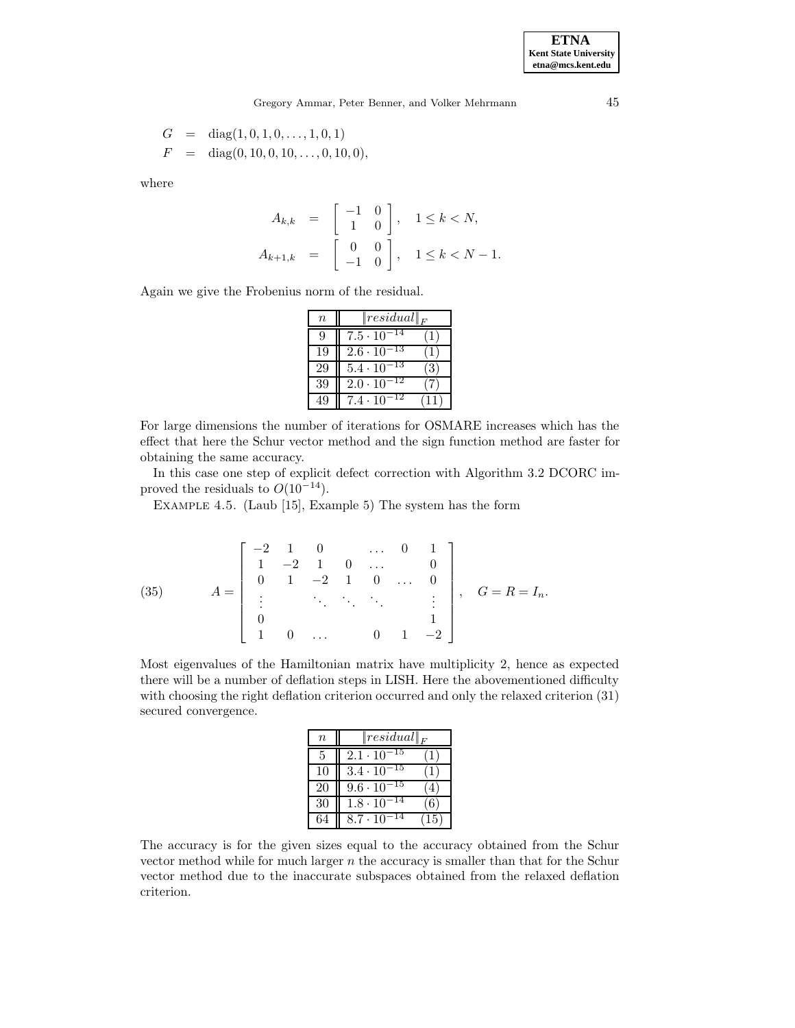$$
\begin{aligned}
G &= \operatorname{diag}(1, 0, 1, 0, \ldots, 1, 0, 1) \\
F &= \operatorname{diag}(0, 10, 0, 10, \ldots, 0, 10, 0),
\end{aligned}
$$

where

$$
\begin{aligned}
A_{k,k} &= \begin{bmatrix} -1 & 0 \\ 1 & 0 \end{bmatrix}, \quad 1 \leq k < N, \\
A_{k+1,k} &= \begin{bmatrix} 0 & 0 \\ -1 & 0 \end{bmatrix}, \quad 1 \leq k < N-1.
\end{aligned}
$$

Again we give the Frobenius norm of the residual.

| $n$ | $\|residual\|_F$ | |
|---|---|---|
| 9 | $7.5 \cdot 10^{-14}$ | (1) |
| 19 | $2.6 \cdot 10^{-13}$ | (1) |
| 29 | $5.4 \cdot 10^{-13}$ | (3) |
| 39 | $2.0 \cdot 10^{-12}$ | (7) |
| 49 | $7.4 \cdot 10^{-12}$ | (11) |

For large dimensions the number of iterations for OSMARE increases which has the effect that here the Schur vector method and the sign function method are faster for obtaining the same accuracy.

In this case one step of explicit defect correction with Algorithm 3.2 DCORC improved the residuals to $O(10^{-14})$.

EXAMPLE 4.5. (Laub [15], Example 5) The system has the form

$$
A = \begin{bmatrix}
-2 & 1 & 0 & & \ldots & 0 & 1 \\
1 & -2 & 1 & 0 & \ldots & & 0 \\
0 & 1 & -2 & 1 & 0 & \ldots & 0 \\
\vdots & & \ddots & \ddots & \ddots & & \vdots \\
0 & & & & & & 1 \\
1 & 0 & \ldots & & 0 & 1 & -2
\end{bmatrix}, \quad G = R = I_n. \tag{35}
$$

Most eigenvalues of the Hamiltonian matrix have multiplicity 2, hence as expected there will be a number of deflation steps in LISH. Here the abovementioned difficulty with choosing the right deflation criterion occurred and only the relaxed criterion (31) secured convergence.

| $n$ | $\|residual\|_F$ | |
|---|---|---|
| 5 | $2.1 \cdot 10^{-15}$ | (1) |
| 10 | $3.4 \cdot 10^{-15}$ | (1) |
| 20 | $9.6 \cdot 10^{-15}$ | (4) |
| 30 | $1.8 \cdot 10^{-14}$ | (6) |
| 64 | $8.7 \cdot 10^{-14}$ | (15) |

The accuracy is for the given sizes equal to the accuracy obtained from the Schur vector method while for much larger $n$ the accuracy is smaller than that for the Schur vector method due to the inaccurate subspaces obtained from the relaxed deflation criterion.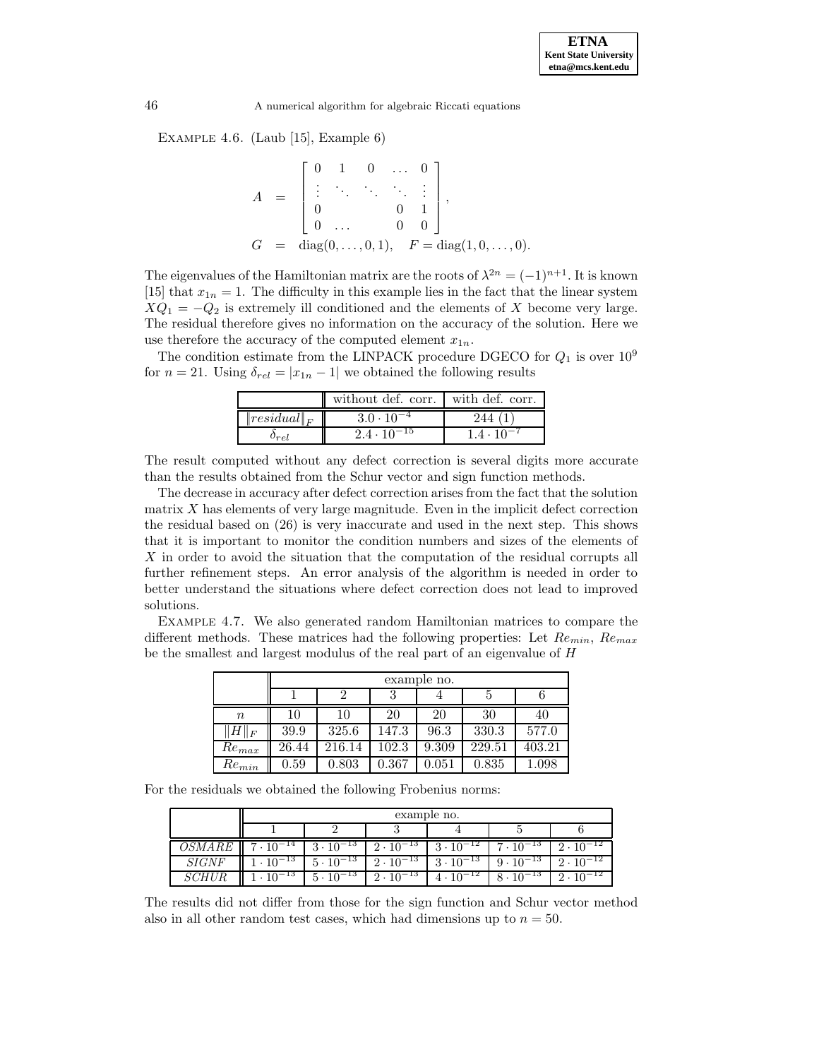Example 4.6. (Laub [15], Example 6)

$$
\begin{aligned}
A &= \begin{bmatrix} 0 & 1 & 0 & \dots & 0 \\ \vdots & \ddots & \ddots & \ddots & \vdots \\ 0 & & & 0 & 1 \\ 0 & \dots & & 0 & 0 \end{bmatrix}, \\
G &= \operatorname{diag}(0, \dots, 0, 1), \quad F = \operatorname{diag}(1, 0, \dots, 0).
\end{aligned}
$$

The eigenvalues of the Hamiltonian matrix are the roots of $\lambda^{2n} = (-1)^{n+1}$. It is known [15] that $x_{1n} = 1$. The difficulty in this example lies in the fact that the linear system $XQ_1 = -Q_2$ is extremely ill conditioned and the elements of $X$ become very large. The residual therefore gives no information on the accuracy of the solution. Here we use therefore the accuracy of the computed element $x_{1n}$.

The condition estimate from the LINPACK procedure DGECO for $Q_1$ is over $10^9$ for $n = 21$. Using $\delta_{rel} = |x_{1n} - 1|$ we obtained the following results

| | without def. corr. | with def. corr. |
|---|---|---|
| $\Vert residual\Vert_F$ | $3.0 \cdot 10^{-4}$ | 244 (1) |
| $\delta_{rel}$ | $2.4 \cdot 10^{-15}$ | $1.4 \cdot 10^{-7}$ |

The result computed without any defect correction is several digits more accurate than the results obtained from the Schur vector and sign function methods.

The decrease in accuracy after defect correction arises from the fact that the solution matrix $X$ has elements of very large magnitude. Even in the implicit defect correction the residual based on (26) is very inaccurate and used in the next step. This shows that it is important to monitor the condition numbers and sizes of the elements of $X$ in order to avoid the situation that the computation of the residual corrupts all further refinement steps. An error analysis of the algorithm is needed in order to better understand the situations where defect correction does not lead to improved solutions.

Example 4.7. We also generated random Hamiltonian matrices to compare the different methods. These matrices had the following properties: Let $Re_{min}$, $Re_{max}$ be the smallest and largest modulus of the real part of an eigenvalue of $H$

| | example no. | | | | | |
|---|---|---|---|---|---|---|
| | 1 | 2 | 3 | 4 | 5 | 6 |
| $n$ | 10 | 10 | 20 | 20 | 30 | 40 |
| $\Vert H\Vert_F$ | 39.9 | 325.6 | 147.3 | 96.3 | 330.3 | 577.0 |
| $Re_{max}$ | 26.44 | 216.14 | 102.3 | 9.309 | 229.51 | 403.21 |
| $Re_{min}$ | 0.59 | 0.803 | 0.367 | 0.051 | 0.835 | 1.098 |

For the residuals we obtained the following Frobenius norms:

| | example no. | | | | | |
|---|---|---|---|---|---|---|
| | 1 | 2 | 3 | 4 | 5 | 6 |
| *OSMARE* | $7 \cdot 10^{-14}$ | $3 \cdot 10^{-13}$ | $2 \cdot 10^{-13}$ | $3 \cdot 10^{-12}$ | $7 \cdot 10^{-13}$ | $2 \cdot 10^{-12}$ |
| *SIGNF* | $1 \cdot 10^{-13}$ | $5 \cdot 10^{-13}$ | $2 \cdot 10^{-13}$ | $3 \cdot 10^{-13}$ | $9 \cdot 10^{-13}$ | $2 \cdot 10^{-12}$ |
| *SCHUR* | $1 \cdot 10^{-13}$ | $5 \cdot 10^{-13}$ | $2 \cdot 10^{-13}$ | $4 \cdot 10^{-12}$ | $8 \cdot 10^{-13}$ | $2 \cdot 10^{-12}$ |

The results did not differ from those for the sign function and Schur vector method also in all other random test cases, which had dimensions up to $n = 50$.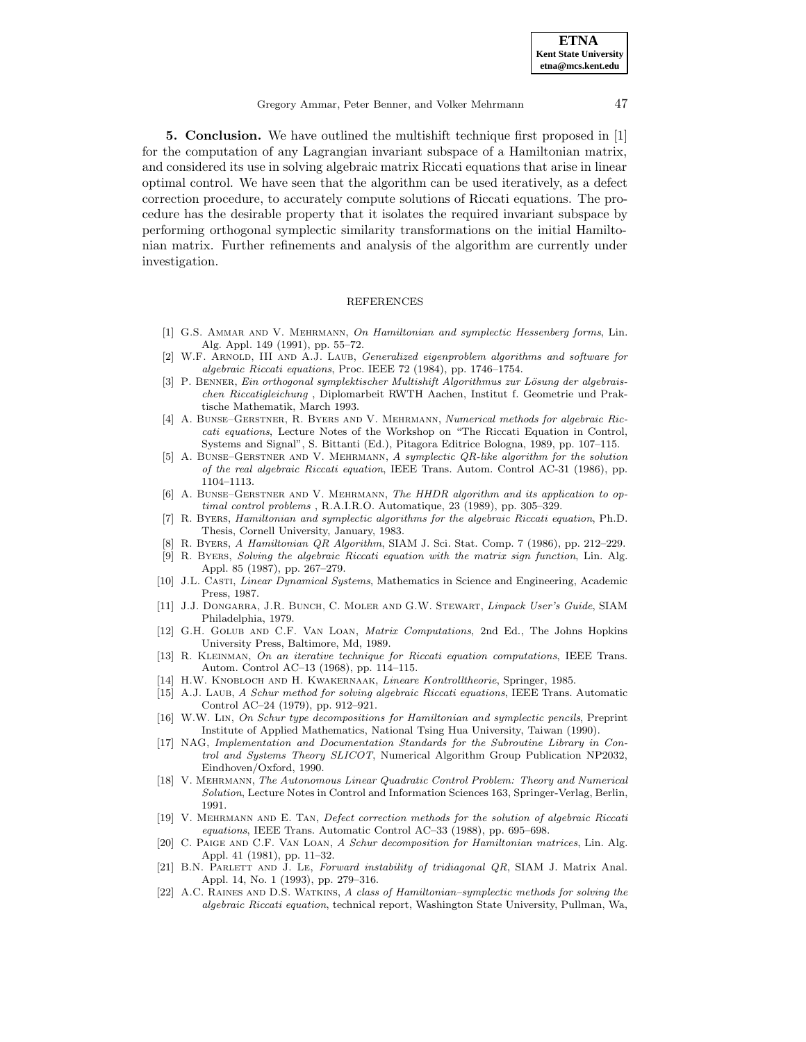**5. Conclusion.** We have outlined the multishift technique first proposed in [1] for the computation of any Lagrangian invariant subspace of a Hamiltonian matrix, and considered its use in solving algebraic matrix Riccati equations that arise in linear optimal control. We have seen that the algorithm can be used iteratively, as a defect correction procedure, to accurately compute solutions of Riccati equations. The procedure has the desirable property that it isolates the required invariant subspace by performing orthogonal symplectic similarity transformations on the initial Hamiltonian matrix. Further refinements and analysis of the algorithm are currently under investigation.

## REFERENCES

[1] G.S. Ammar and V. Mehrmann, *On Hamiltonian and symplectic Hessenberg forms*, Lin. Alg. Appl. 149 (1991), pp. 55–72.

[2] W.F. Arnold, III and A.J. Laub, *Generalized eigenproblem algorithms and software for algebraic Riccati equations*, Proc. IEEE 72 (1984), pp. 1746–1754.

[3] P. Benner, *Ein orthogonal symplektischer Multishift Algorithmus zur Lösung der algebraischen Riccatigleichung* , Diplomarbeit RWTH Aachen, Institut f. Geometrie und Praktische Mathematik, March 1993.

[4] A. Bunse–Gerstner, R. Byers and V. Mehrmann, *Numerical methods for algebraic Riccati equations*, Lecture Notes of the Workshop on "The Riccati Equation in Control, Systems and Signal", S. Bittanti (Ed.), Pitagora Editrice Bologna, 1989, pp. 107–115.

[5] A. Bunse–Gerstner and V. Mehrmann, *A symplectic QR-like algorithm for the solution of the real algebraic Riccati equation*, IEEE Trans. Autom. Control AC-31 (1986), pp. 1104–1113.

[6] A. Bunse–Gerstner and V. Mehrmann, *The HHDR algorithm and its application to optimal control problems* , R.A.I.R.O. Automatique, 23 (1989), pp. 305–329.

[7] R. Byers, *Hamiltonian and symplectic algorithms for the algebraic Riccati equation*, Ph.D. Thesis, Cornell University, January, 1983.

[8] R. Byers, *A Hamiltonian QR Algorithm*, SIAM J. Sci. Stat. Comp. 7 (1986), pp. 212–229.

[9] R. Byers, *Solving the algebraic Riccati equation with the matrix sign function*, Lin. Alg. Appl. 85 (1987), pp. 267–279.

[10] J.L. Casti, *Linear Dynamical Systems*, Mathematics in Science and Engineering, Academic Press, 1987.

[11] J.J. Dongarra, J.R. Bunch, C. Moler and G.W. Stewart, *Linpack User's Guide*, SIAM Philadelphia, 1979.

[12] G.H. Golub and C.F. Van Loan, *Matrix Computations*, 2nd Ed., The Johns Hopkins University Press, Baltimore, Md, 1989.

[13] R. Kleinman, *On an iterative technique for Riccati equation computations*, IEEE Trans. Autom. Control AC–13 (1968), pp. 114–115.

[14] H.W. Knobloch and H. Kwakernaak, *Lineare Kontrolltheorie*, Springer, 1985.

[15] A.J. Laub, *A Schur method for solving algebraic Riccati equations*, IEEE Trans. Automatic Control AC–24 (1979), pp. 912–921.

[16] W.W. Lin, *On Schur type decompositions for Hamiltonian and symplectic pencils*, Preprint Institute of Applied Mathematics, National Tsing Hua University, Taiwan (1990).

[17] NAG, *Implementation and Documentation Standards for the Subroutine Library in Control and Systems Theory SLICOT*, Numerical Algorithm Group Publication NP2032, Eindhoven/Oxford, 1990.

[18] V. Mehrmann, *The Autonomous Linear Quadratic Control Problem: Theory and Numerical Solution*, Lecture Notes in Control and Information Sciences 163, Springer-Verlag, Berlin, 1991.

[19] V. Mehrmann and E. Tan, *Defect correction methods for the solution of algebraic Riccati equations*, IEEE Trans. Automatic Control AC–33 (1988), pp. 695–698.

[20] C. Paige and C.F. Van Loan, *A Schur decomposition for Hamiltonian matrices*, Lin. Alg. Appl. 41 (1981), pp. 11–32.

[21] B.N. Parlett and J. Le, *Forward instability of tridiagonal QR*, SIAM J. Matrix Anal. Appl. 14, No. 1 (1993), pp. 279–316.

[22] A.C. Raines and D.S. Watkins, *A class of Hamiltonian–symplectic methods for solving the algebraic Riccati equation*, technical report, Washington State University, Pullman, Wa,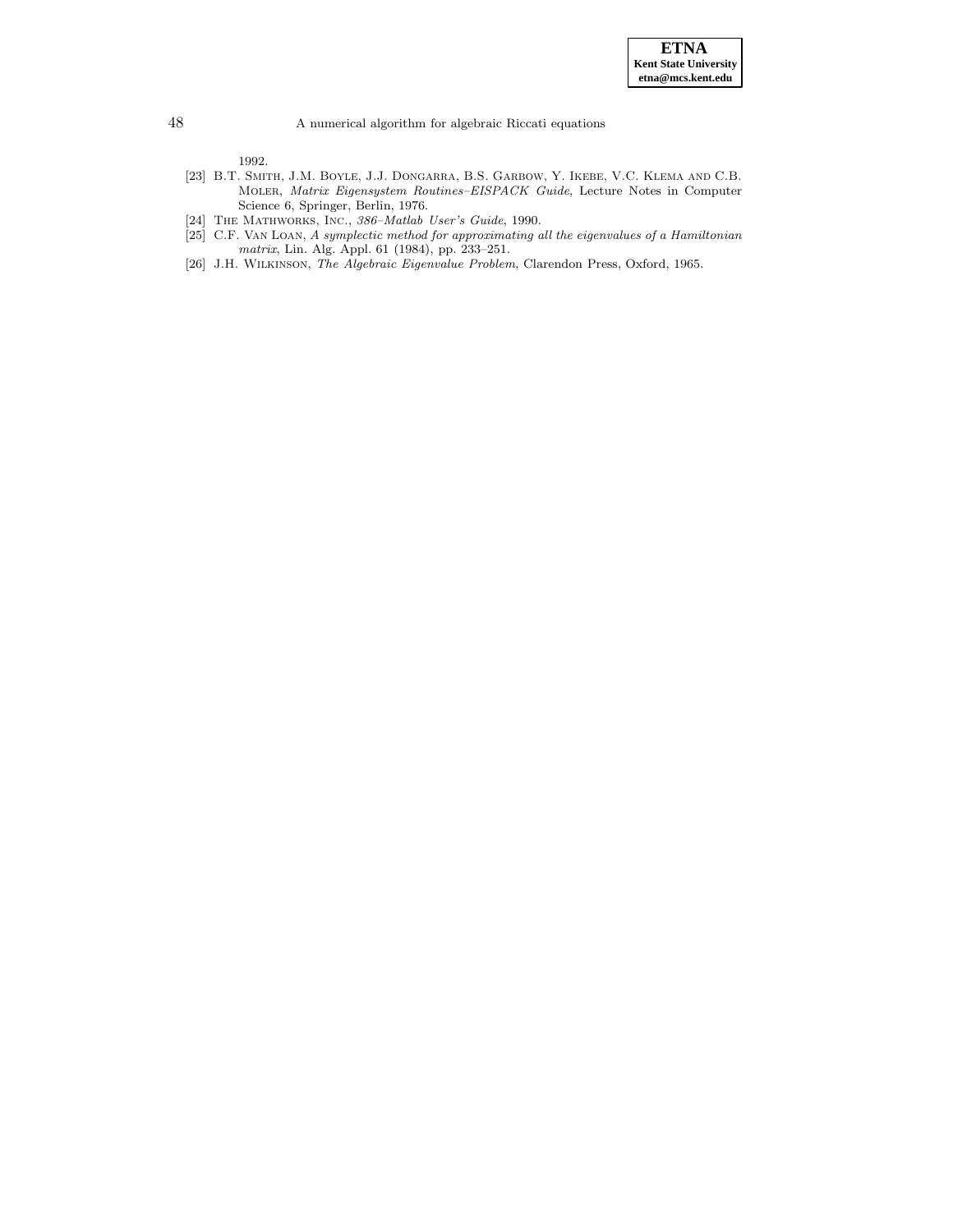1992.

[23] B.T. Smith, J.M. Boyle, J.J. Dongarra, B.S. Garbow, Y. Ikebe, V.C. Klema and C.B. Moler, *Matrix Eigensystem Routines–EISPACK Guide*, Lecture Notes in Computer Science 6, Springer, Berlin, 1976.

[24] The Mathworks, Inc., *386–Matlab User's Guide*, 1990.

[25] C.F. Van Loan, *A symplectic method for approximating all the eigenvalues of a Hamiltonian matrix*, Lin. Alg. Appl. 61 (1984), pp. 233–251.

[26] J.H. Wilkinson, *The Algebraic Eigenvalue Problem*, Clarendon Press, Oxford, 1965.